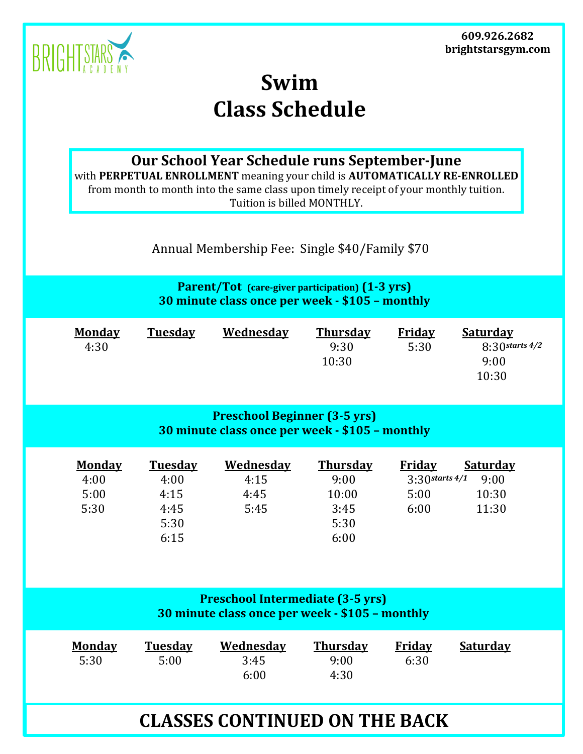BRIGHT STARS ACADEMY

609.926.2682
brightstarsgym.com

# Swim Class Schedule

**Our School Year Schedule runs September-June**
with **PERPETUAL ENROLLMENT** meaning your child is **AUTOMATICALLY RE-ENROLLED** from month to month into the same class upon timely receipt of your monthly tuition. Tuition is billed MONTHLY.

Annual Membership Fee: Single $40/Family $70

## Parent/Tot (care-giver participation) (1-3 yrs)
**30 minute class once per week - $105 – monthly**

| Monday | Tuesday | Wednesday | Thursday | Friday | Saturday |
|---|---|---|---|---|---|
| 4:30 | | | 9:30 | 5:30 | 8:30 *starts 4/2* |
| | | | 10:30 | | 9:00 |
| | | | | | 10:30 |

## Preschool Beginner (3-5 yrs)
**30 minute class once per week - $105 – monthly**

| Monday | Tuesday | Wednesday | Thursday | Friday | Saturday |
|---|---|---|---|---|---|
| 4:00 | 4:00 | 4:15 | 9:00 | 3:30 *starts 4/1* | 9:00 |
| 5:00 | 4:15 | 4:45 | 10:00 | 5:00 | 10:30 |
| 5:30 | 4:45 | 5:45 | 3:45 | 6:00 | 11:30 |
| | 5:30 | | 5:30 | | |
| | 6:15 | | 6:00 | | |

## Preschool Intermediate (3-5 yrs)
**30 minute class once per week - $105 – monthly**

| Monday | Tuesday | Wednesday | Thursday | Friday | Saturday |
|---|---|---|---|---|---|
| 5:30 | 5:00 | 3:45 | 9:00 | 6:30 | |
| | | 6:00 | 4:30 | | |

## CLASSES CONTINUED ON THE BACK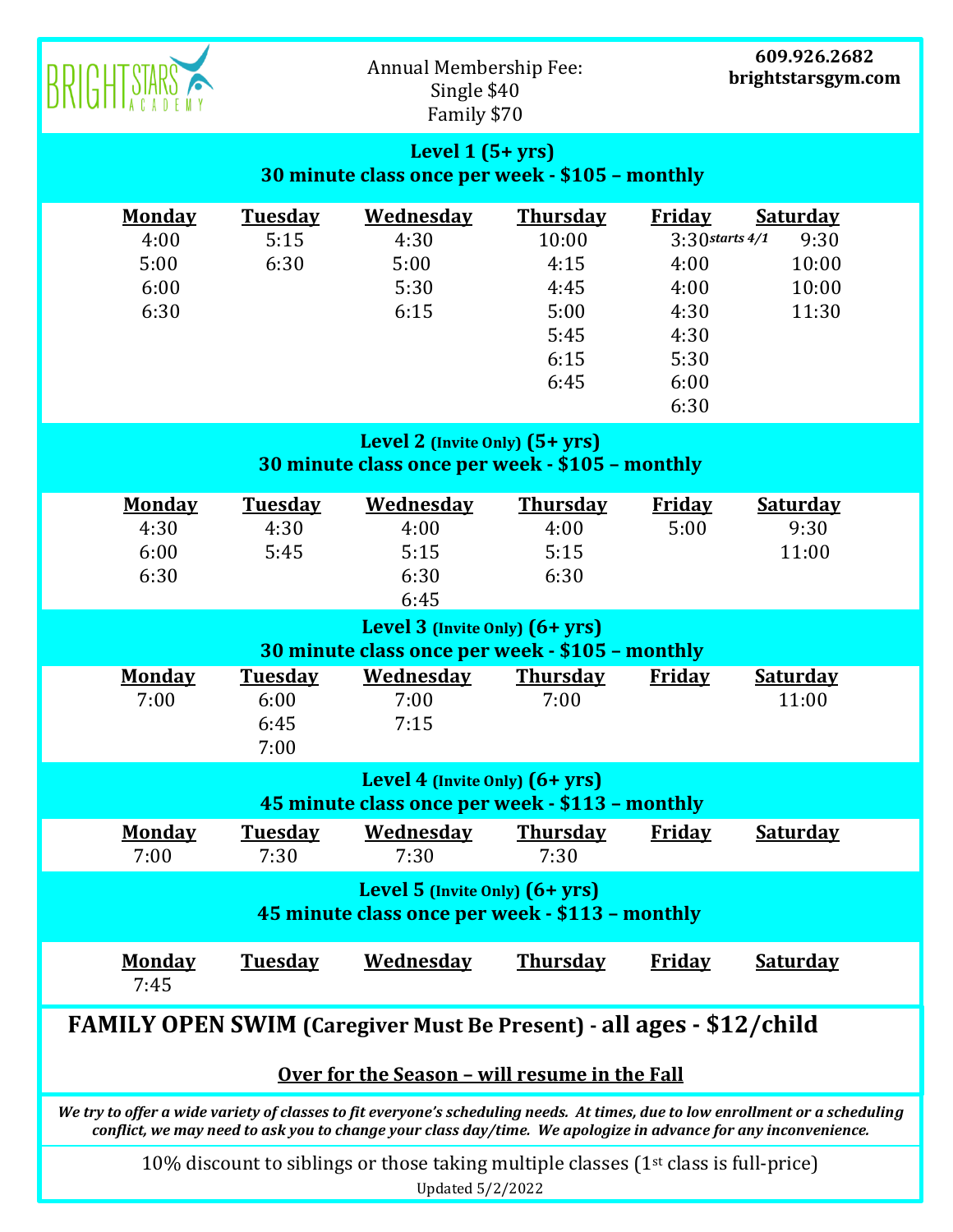BRIGHT STARS ACADEMY

Annual Membership Fee:
Single $40
Family $70

**609.926.2682**
**brightstarsgym.com**

## Level 1 (5+ yrs)
**30 minute class once per week - $105 – monthly**

| Monday | Tuesday | Wednesday | Thursday | Friday | Saturday |
|---|---|---|---|---|---|
| 4:00 | 5:15 | 4:30 | 10:00 | 3:30 *starts 4/1* | 9:30 |
| 5:00 | 6:30 | 5:00 | 4:15 | 4:00 | 10:00 |
| 6:00 | | 5:30 | 4:45 | 4:00 | 10:00 |
| 6:30 | | 6:15 | 5:00 | 4:30 | 11:30 |
| | | | 5:45 | 4:30 | |
| | | | 6:15 | 5:30 | |
| | | | 6:45 | 6:00 | |
| | | | | 6:30 | |

## Level 2 (Invite Only) (5+ yrs)
**30 minute class once per week - $105 – monthly**

| Monday | Tuesday | Wednesday | Thursday | Friday | Saturday |
|---|---|---|---|---|---|
| 4:30 | 4:30 | 4:00 | 4:00 | 5:00 | 9:30 |
| 6:00 | 5:45 | 5:15 | 5:15 | | 11:00 |
| 6:30 | | 6:30 | 6:30 | | |
| | | 6:45 | | | |

## Level 3 (Invite Only) (6+ yrs)
**30 minute class once per week - $105 – monthly**

| Monday | Tuesday | Wednesday | Thursday | Friday | Saturday |
|---|---|---|---|---|---|
| 7:00 | 6:00 | 7:00 | 7:00 | | 11:00 |
| | 6:45 | 7:15 | | | |
| | 7:00 | | | | |

## Level 4 (Invite Only) (6+ yrs)
**45 minute class once per week - $113 – monthly**

| Monday | Tuesday | Wednesday | Thursday | Friday | Saturday |
|---|---|---|---|---|---|
| 7:00 | 7:30 | 7:30 | 7:30 | | |

## Level 5 (Invite Only) (6+ yrs)
**45 minute class once per week - $113 – monthly**

| Monday | Tuesday | Wednesday | Thursday | Friday | Saturday |
|---|---|---|---|---|---|
| 7:45 | | | | | |

## FAMILY OPEN SWIM (Caregiver Must Be Present) - all ages - $12/child

**Over for the Season – will resume in the Fall**

***We try to offer a wide variety of classes to fit everyone's scheduling needs. At times, due to low enrollment or a scheduling conflict, we may need to ask you to change your class day/time. We apologize in advance for any inconvenience.***

10% discount to siblings or those taking multiple classes (1st class is full-price)

Updated 5/2/2022